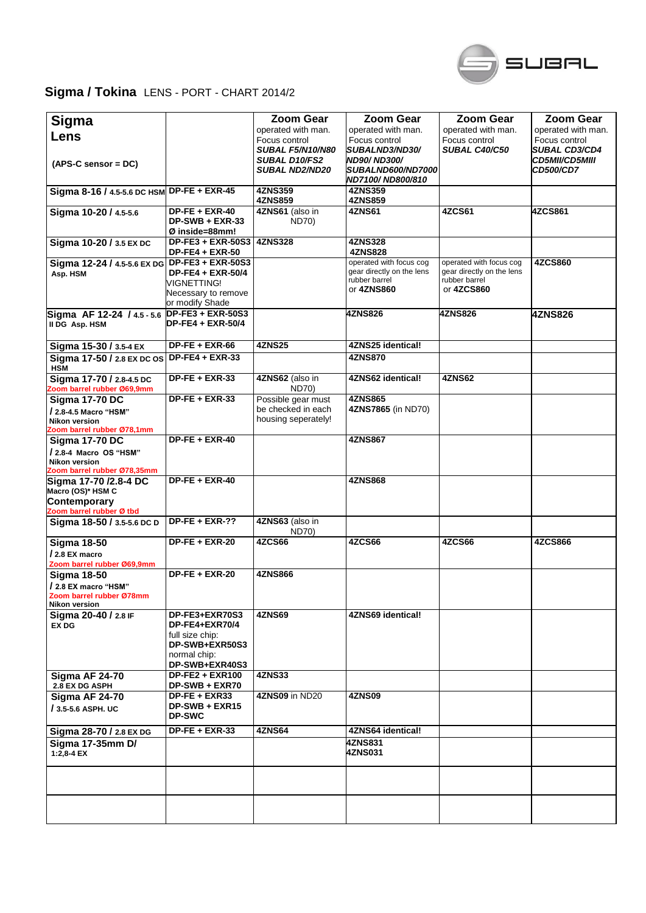SUBAL

# Sigma / Tokina LENS - PORT - CHART 2014/2

| **Sigma Lens** (APS-C sensor = DC) | | **Zoom Gear** operated with man. Focus control ***SUBAL F5/N10/N80 SUBAL D10/FS2 SUBAL ND2/ND20*** | **Zoom Gear** operated with man. Focus control ***SUBALND3/ND30/ ND90/ ND300/ SUBALND600/ND7000 ND7100/ ND800/810*** | **Zoom Gear** operated with man. Focus control ***SUBAL C40/C50*** | **Zoom Gear** operated with man. Focus control ***SUBAL CD3/CD4 CD5MII/CD5MIII CD500/CD7*** |
|---|---|---|---|---|---|
| **Sigma 8-16 / 4.5-5.6 DC HSM** | **DP-FE + EXR-45** | **4ZNS359 4ZNS859** | **4ZNS359 4ZNS859** | | |
| **Sigma 10-20 / 4.5-5.6** | **DP-FE + EXR-40 DP-SWB + EXR-33 Ø inside=88mm!** | **4ZNS61** (also in ND70) | **4ZNS61** | **4ZCS61** | **4ZCS861** |
| **Sigma 10-20 / 3.5 EX DC** | **DP-FE3 + EXR-50S3 DP-FE4 + EXR-50** | **4ZNS328** | **4ZNS328 4ZNS828** | | |
| **Sigma 12-24 / 4.5-5.6 EX DG Asp. HSM** | **DP-FE3 + EXR-50S3 DP-FE4 + EXR-50/4** VIGNETTING! Necessary to remove or modify Shade | | operated with focus cog gear directly on the lens rubber barrel or **4ZNS860** | operated with focus cog gear directly on the lens rubber barrel or **4ZCS860** | **4ZCS860** |
| **Sigma AF 12-24 / 4.5 - 5.6 II DG Asp. HSM** | **DP-FE3 + EXR-50S3 DP-FE4 + EXR-50/4** | | **4ZNS826** | **4ZNS826** | **4ZNS826** |
| **Sigma 15-30 / 3.5-4 EX** | **DP-FE + EXR-66** | **4ZNS25** | **4ZNS25 identical!** | | |
| **Sigma 17-50 / 2.8 EX DC OS HSM** | **DP-FE4 + EXR-33** | | **4ZNS870** | | |
| **Sigma 17-70 / 2.8-4.5 DC** Zoom barrel rubber Ø69,9mm | **DP-FE + EXR-33** | **4ZNS62** (also in ND70) | **4ZNS62 identical!** | **4ZNS62** | |
| **Sigma 17-70 DC / 2.8-4.5 Macro "HSM" Nikon version** Zoom barrel rubber Ø78,1mm | **DP-FE + EXR-33** | Possible gear must be checked in each housing seperately! | **4ZNS865 4ZNS7865** (in ND70) | | |
| **Sigma 17-70 DC / 2.8-4 Macro OS "HSM" Nikon version** Zoom barrel rubber Ø78,35mm | **DP-FE + EXR-40** | | **4ZNS867** | | |
| **Sigma 17-70 /2.8-4 DC Macro (OS)\* HSM C Contemporary** Zoom barrel rubber Ø tbd | **DP-FE + EXR-40** | | **4ZNS868** | | |
| **Sigma 18-50 / 3.5-5.6 DC D** | **DP-FE + EXR-??** | **4ZNS63** (also in ND70) | | | |
| **Sigma 18-50 / 2.8 EX macro** Zoom barrel rubber Ø69,9mm | **DP-FE + EXR-20** | **4ZCS66** | **4ZCS66** | **4ZCS66** | **4ZCS866** |
| **Sigma 18-50 / 2.8 EX macro "HSM"** Zoom barrel rubber Ø78mm **Nikon version** | **DP-FE + EXR-20** | **4ZNS866** | | | |
| **Sigma 20-40 / 2.8 IF EX DG** | **DP-FE3+EXR70S3 DP-FE4+EXR70/4** full size chip: **DP-SWB+EXR50S3** normal chip: **DP-SWB+EXR40S3** | **4ZNS69** | **4ZNS69 identical!** | | |
| **Sigma AF 24-70 2.8 EX DG ASPH** | **DP-FE2 + EXR100 DP-SWB + EXR70** | **4ZNS33** | | | |
| **Sigma AF 24-70 / 3.5-5.6 ASPH. UC** | **DP-FE + EXR33 DP-SWB + EXR15 DP-SWC** | **4ZNS09** in ND20 | **4ZNS09** | | |
| **Sigma 28-70 / 2.8 EX DG** | **DP-FE + EXR-33** | **4ZNS64** | **4ZNS64 identical!** | | |
| **Sigma 17-35mm D/ 1:2,8-4 EX** | | | **4ZNS831 4ZNS031** | | |
| | | | | | |
| | | | | | |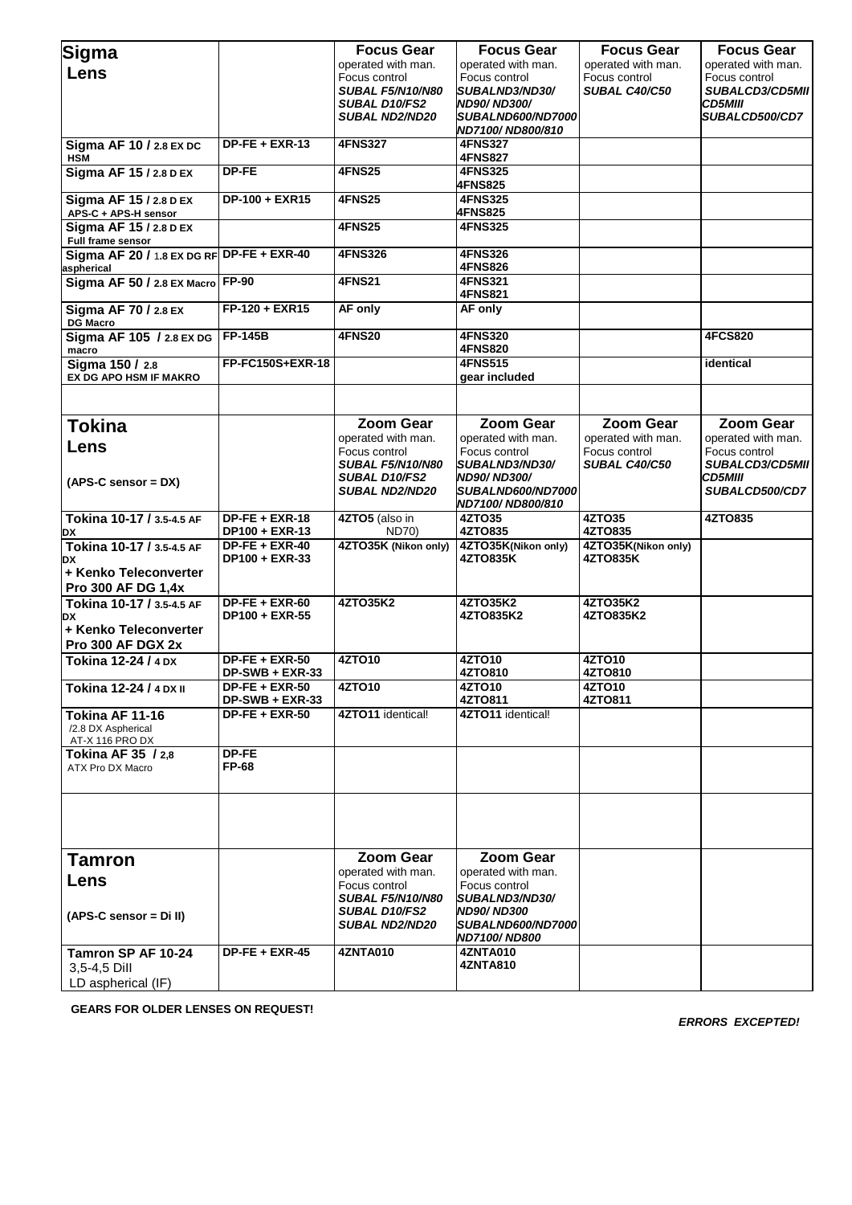| Sigma Lens | | Focus Gear operated with man. Focus control *SUBAL F5/N10/N80 SUBAL D10/FS2 SUBAL ND2/ND20* | Focus Gear operated with man. Focus control *SUBALND3/ND30/ ND90/ ND300/ SUBALND600/ND7000 ND7100/ ND800/810* | Focus Gear operated with man. Focus control *SUBAL C40/C50* | Focus Gear operated with man. Focus control *SUBALCD3/CD5MII CD5MIII SUBALCD500/CD7* |
|---|---|---|---|---|---|
| **Sigma AF 10 / 2.8 EX DC HSM** | **DP-FE + EXR-13** | **4FNS327** | **4FNS327 4FNS827** | | |
| **Sigma AF 15 / 2.8 D EX** | **DP-FE** | **4FNS25** | **4FNS325 4FNS825** | | |
| **Sigma AF 15 / 2.8 D EX** APS-C + APS-H sensor | **DP-100 + EXR15** | **4FNS25** | **4FNS325 4FNS825** | | |
| **Sigma AF 15 / 2.8 D EX** Full frame sensor | | **4FNS25** | **4FNS325** | | |
| **Sigma AF 20 / 1.8 EX DG RF aspherical** | **DP-FE + EXR-40** | **4FNS326** | **4FNS326 4FNS826** | | |
| **Sigma AF 50 / 2.8 EX Macro** | **FP-90** | **4FNS21** | **4FNS321 4FNS821** | | |
| **Sigma AF 70 / 2.8 EX DG Macro** | **FP-120 + EXR15** | **AF only** | **AF only** | | |
| **Sigma AF 105 / 2.8 EX DG macro** | **FP-145B** | **4FNS20** | **4FNS320 4FNS820** | | **4FCS820** |
| **Sigma 150 / 2.8 EX DG APO HSM IF MAKRO** | **FP-FC150S+EXR-18** | | **4FNS515 gear included** | | **identical** |
| | | | | | |
| **Tokina Lens** (APS-C sensor = DX) | | **Zoom Gear** operated with man. Focus control *SUBAL F5/N10/N80 SUBAL D10/FS2 SUBAL ND2/ND20* | **Zoom Gear** operated with man. Focus control *SUBALND3/ND30/ ND90/ ND300/ SUBALND600/ND7000 ND7100/ ND800/810* | **Zoom Gear** operated with man. Focus control *SUBAL C40/C50* | **Zoom Gear** operated with man. Focus control *SUBALCD3/CD5MII CD5MIII SUBALCD500/CD7* |
| **Tokina 10-17 / 3.5-4.5 AF DX** | **DP-FE + EXR-18 DP100 + EXR-13** | **4ZTO5** (also in ND70) | **4ZTO35 4ZTO835** | **4ZTO35 4ZTO835** | **4ZTO835** |
| **Tokina 10-17 / 3.5-4.5 AF DX + Kenko Teleconverter Pro 300 AF DG 1,4x** | **DP-FE + EXR-40 DP100 + EXR-33** | **4ZTO35K (Nikon only)** | **4ZTO35K(Nikon only) 4ZTO835K** | **4ZTO35K(Nikon only) 4ZTO835K** | |
| **Tokina 10-17 / 3.5-4.5 AF DX + Kenko Teleconverter Pro 300 AF DGX 2x** | **DP-FE + EXR-60 DP100 + EXR-55** | **4ZTO35K2** | **4ZTO35K2 4ZTO835K2** | **4ZTO35K2 4ZTO835K2** | |
| **Tokina 12-24 / 4 DX** | **DP-FE + EXR-50 DP-SWB + EXR-33** | **4ZTO10** | **4ZTO10 4ZTO810** | **4ZTO10 4ZTO810** | |
| **Tokina 12-24 / 4 DX II** | **DP-FE + EXR-50 DP-SWB + EXR-33** | **4ZTO10** | **4ZTO10 4ZTO811** | **4ZTO10 4ZTO811** | |
| **Tokina AF 11-16** /2.8 DX Aspherical AT-X 116 PRO DX | **DP-FE + EXR-50** | **4ZTO11** identical! | **4ZTO11** identical! | | |
| **Tokina AF 35 / 2,8** ATX Pro DX Macro | **DP-FE FP-68** | | | | |
| | | | | | |
| **Tamron Lens** (APS-C sensor = Di II) | | **Zoom Gear** operated with man. Focus control *SUBAL F5/N10/N80 SUBAL D10/FS2 SUBAL ND2/ND20* | **Zoom Gear** operated with man. Focus control *SUBALND3/ND30/ ND90/ ND300 SUBALND600/ND7000 ND7100/ ND800* | | |
| **Tamron SP AF 10-24** 3,5-4,5 DiII LD aspherical (IF) | **DP-FE + EXR-45** | **4ZNTA010** | **4ZNTA010 4ZNTA810** | | |

**GEARS FOR OLDER LENSES ON REQUEST!**

***ERRORS EXCEPTED!***